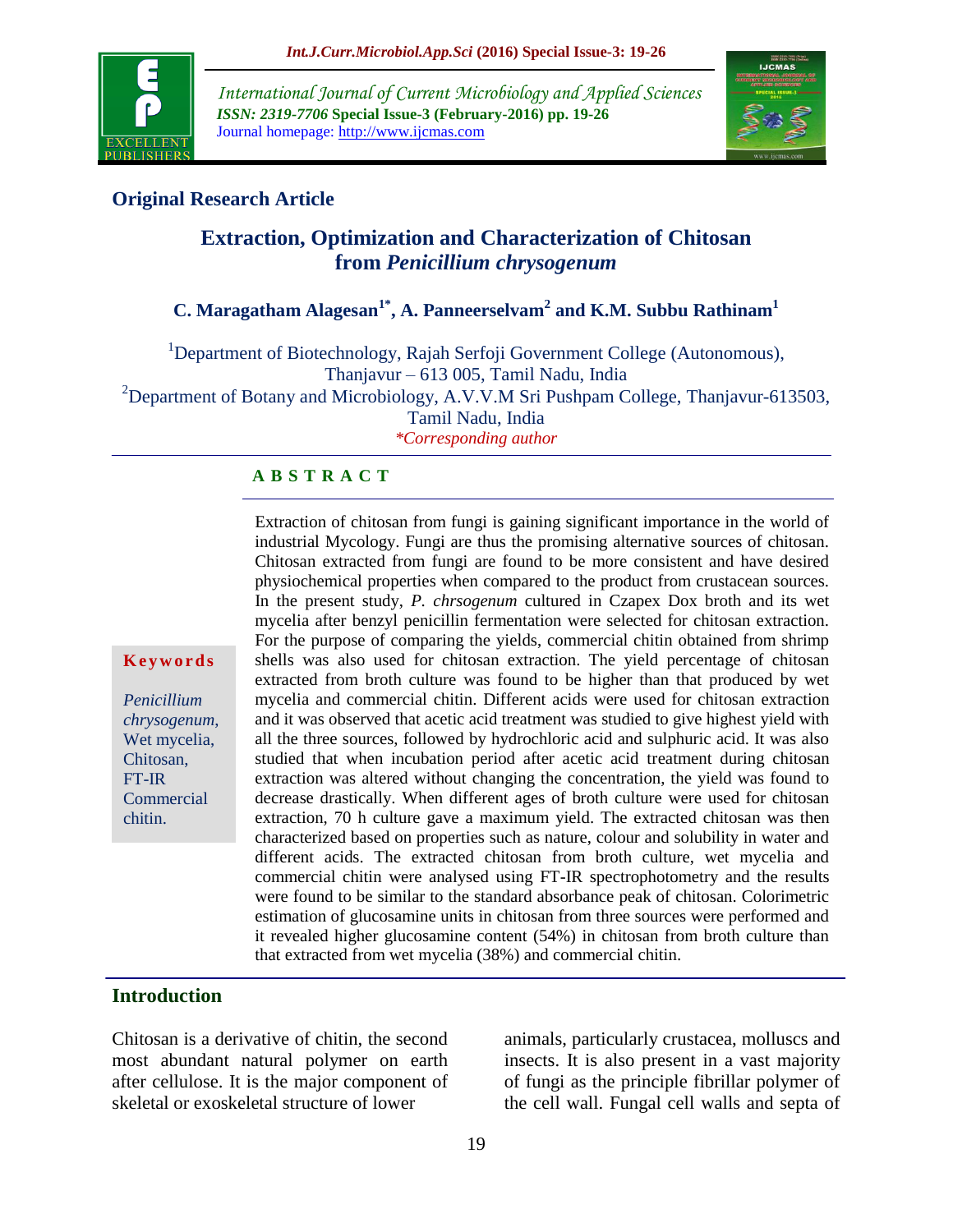International Journal of Current Microbiology and Applied Sciences
*ISSN: 2319-7706* **Special Issue-3 (February-2016) pp. 19-26**
Journal homepage: http://www.ijcmas.com

## Original Research Article

# Extraction, Optimization and Characterization of Chitosan from *Penicillium chrysogenum*

**C. Maragatham Alagesan[1*], A. Panneerselvam[2] and K.M. Subbu Rathinam[1]**

[1]Department of Biotechnology, Rajah Serfoji Government College (Autonomous), Thanjavur – 613 005, Tamil Nadu, India
[2]Department of Botany and Microbiology, A.V.V.M Sri Pushpam College, Thanjavur-613503, Tamil Nadu, India
*\*Corresponding author*

### ABSTRACT

**Keywords**

*Penicillium chrysogenum*, Wet mycelia, Chitosan, FT-IR Commercial chitin.

Extraction of chitosan from fungi is gaining significant importance in the world of industrial Mycology. Fungi are thus the promising alternative sources of chitosan. Chitosan extracted from fungi are found to be more consistent and have desired physiochemical properties when compared to the product from crustacean sources. In the present study, *P. chrsogenum* cultured in Czapex Dox broth and its wet mycelia after benzyl penicillin fermentation were selected for chitosan extraction. For the purpose of comparing the yields, commercial chitin obtained from shrimp shells was also used for chitosan extraction. The yield percentage of chitosan extracted from broth culture was found to be higher than that produced by wet mycelia and commercial chitin. Different acids were used for chitosan extraction and it was observed that acetic acid treatment was studied to give highest yield with all the three sources, followed by hydrochloric acid and sulphuric acid. It was also studied that when incubation period after acetic acid treatment during chitosan extraction was altered without changing the concentration, the yield was found to decrease drastically. When different ages of broth culture were used for chitosan extraction, 70 h culture gave a maximum yield. The extracted chitosan was then characterized based on properties such as nature, colour and solubility in water and different acids. The extracted chitosan from broth culture, wet mycelia and commercial chitin were analysed using FT-IR spectrophotometry and the results were found to be similar to the standard absorbance peak of chitosan. Colorimetric estimation of glucosamine units in chitosan from three sources were performed and it revealed higher glucosamine content (54%) in chitosan from broth culture than that extracted from wet mycelia (38%) and commercial chitin.

## Introduction

Chitosan is a derivative of chitin, the second most abundant natural polymer on earth after cellulose. It is the major component of skeletal or exoskeletal structure of lower animals, particularly crustacea, molluscs and insects. It is also present in a vast majority of fungi as the principle fibrillar polymer of the cell wall. Fungal cell walls and septa of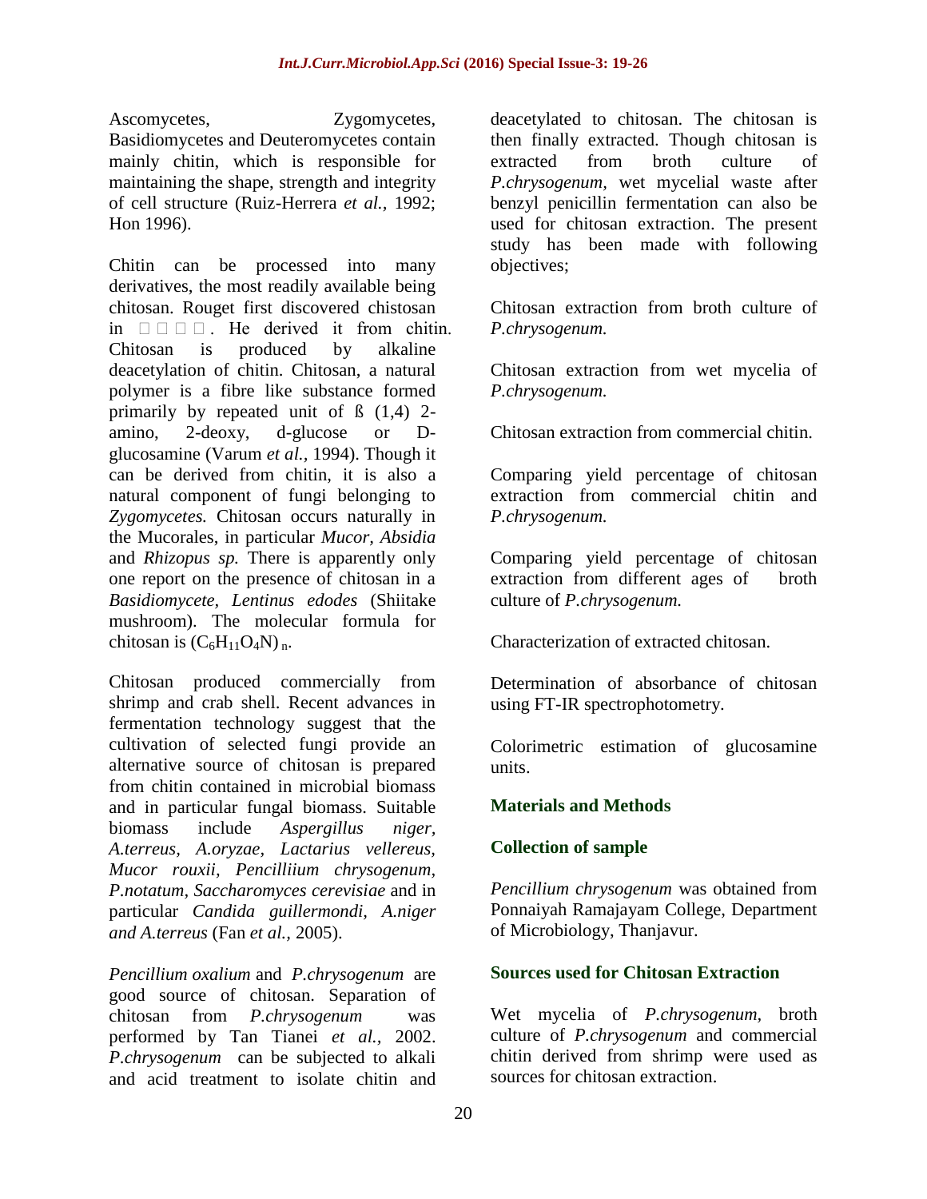Ascomycetes, Zygomycetes, Basidiomycetes and Deuteromycetes contain mainly chitin, which is responsible for maintaining the shape, strength and integrity of cell structure (Ruiz-Herrera *et al.*, 1992; Hon 1996).

Chitin can be processed into many derivatives, the most readily available being chitosan. Rouget first discovered chistosan in □□□□. He derived it from chitin. Chitosan is produced by alkaline deacetylation of chitin. Chitosan, a natural polymer is a fibre like substance formed primarily by repeated unit of ß (1,4) 2-amino, 2-deoxy, d-glucose or D-glucosamine (Varum *et al.*, 1994). Though it can be derived from chitin, it is also a natural component of fungi belonging to *Zygomycetes.* Chitosan occurs naturally in the Mucorales, in particular *Mucor, Absidia* and *Rhizopus sp.* There is apparently only one report on the presence of chitosan in a *Basidiomycete, Lentinus edodes* (Shiitake mushroom). The molecular formula for chitosan is $(C_6H_{11}O_4N)_n$.

Chitosan produced commercially from shrimp and crab shell. Recent advances in fermentation technology suggest that the cultivation of selected fungi provide an alternative source of chitosan is prepared from chitin contained in microbial biomass and in particular fungal biomass. Suitable biomass include *Aspergillus niger, A.terreus, A.oryzae, Lactarius vellereus, Mucor rouxii, Pencilliium chrysogenum, P.notatum, Saccharomyces cerevisiae* and in particular *Candida guillermondi, A.niger and A.terreus* (Fan *et al.*, 2005).

*Pencillium oxalium* and *P.chrysogenum* are good source of chitosan. Separation of chitosan from *P.chrysogenum* was performed by Tan Tianei *et al.*, 2002. *P.chrysogenum* can be subjected to alkali and acid treatment to isolate chitin and deacetylated to chitosan. The chitosan is then finally extracted. Though chitosan is extracted from broth culture of *P.chrysogenum*, wet mycelial waste after benzyl penicillin fermentation can also be used for chitosan extraction. The present study has been made with following objectives;

Chitosan extraction from broth culture of *P.chrysogenum.*

Chitosan extraction from wet mycelia of *P.chrysogenum.*

Chitosan extraction from commercial chitin.

Comparing yield percentage of chitosan extraction from commercial chitin and *P.chrysogenum.*

Comparing yield percentage of chitosan extraction from different ages of broth culture of *P.chrysogenum.*

Characterization of extracted chitosan.

Determination of absorbance of chitosan using FT-IR spectrophotometry.

Colorimetric estimation of glucosamine units.

## Materials and Methods

### Collection of sample

*Pencillium chrysogenum* was obtained from Ponnaiyah Ramajayam College, Department of Microbiology, Thanjavur.

### Sources used for Chitosan Extraction

Wet mycelia of *P.chrysogenum*, broth culture of *P.chrysogenum* and commercial chitin derived from shrimp were used as sources for chitosan extraction.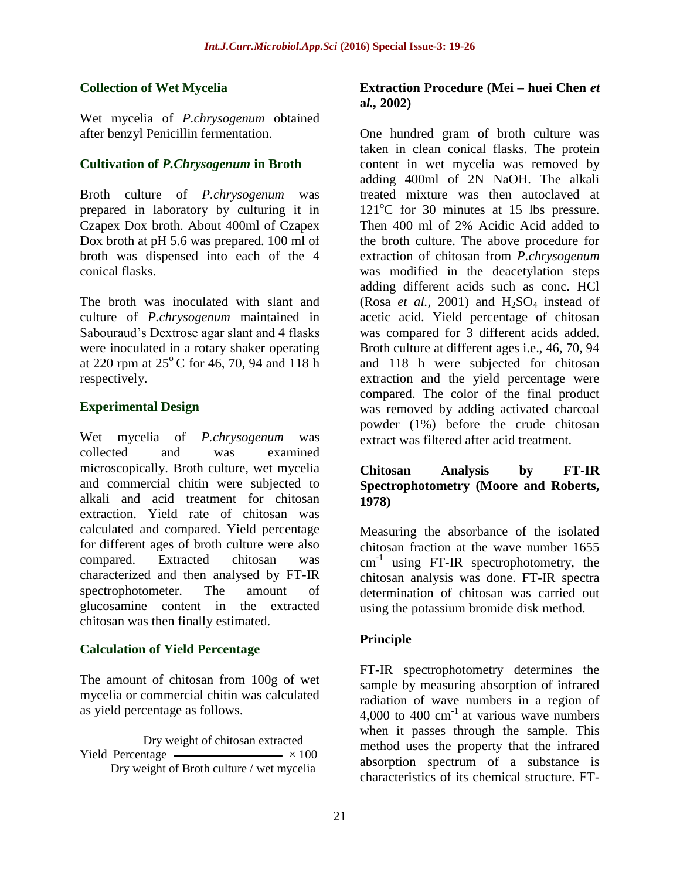### Collection of Wet Mycelia

Wet mycelia of *P.chrysogenum* obtained after benzyl Penicillin fermentation.

### Cultivation of *P.Chrysogenum* in Broth

Broth culture of *P.chrysogenum* was prepared in laboratory by culturing it in Czapex Dox broth. About 400ml of Czapex Dox broth at pH 5.6 was prepared. 100 ml of broth was dispensed into each of the 4 conical flasks.

The broth was inoculated with slant and culture of *P.chrysogenum* maintained in Sabouraud's Dextrose agar slant and 4 flasks were inoculated in a rotary shaker operating at 220 rpm at $25^{o}$C for 46, 70, 94 and 118 h respectively.

### Experimental Design

Wet mycelia of *P.chrysogenum* was collected and was examined microscopically. Broth culture, wet mycelia and commercial chitin were subjected to alkali and acid treatment for chitosan extraction. Yield rate of chitosan was calculated and compared. Yield percentage for different ages of broth culture were also compared. Extracted chitosan was characterized and then analysed by FT-IR spectrophotometer. The amount of glucosamine content in the extracted chitosan was then finally estimated.

### Calculation of Yield Percentage

The amount of chitosan from 100g of wet mycelia or commercial chitin was calculated as yield percentage as follows.

$$\text{Yield Percentage} = \frac{\text{Dry weight of chitosan extracted}}{\text{Dry weight of Broth culture / wet mycelia}} \times 100$$

### Extraction Procedure (Mei – huei Chen *et al.,* 2002)

One hundred gram of broth culture was taken in clean conical flasks. The protein content in wet mycelia was removed by adding 400ml of 2N NaOH. The alkali treated mixture was then autoclaved at $121^{o}$C for 30 minutes at 15 lbs pressure. Then 400 ml of 2% Acidic Acid added to the broth culture. The above procedure for extraction of chitosan from *P.chrysogenum* was modified in the deacetylation steps adding different acids such as conc. HCl (Rosa *et al.,* 2001) and $H_2SO_4$ instead of acetic acid. Yield percentage of chitosan was compared for 3 different acids added. Broth culture at different ages i.e., 46, 70, 94 and 118 h were subjected for chitosan extraction and the yield percentage were compared. The color of the final product was removed by adding activated charcoal powder (1%) before the crude chitosan extract was filtered after acid treatment.

### Chitosan Analysis by FT-IR Spectrophotometry (Moore and Roberts, 1978)

Measuring the absorbance of the isolated chitosan fraction at the wave number 1655 $cm^{-1}$ using FT-IR spectrophotometry, the chitosan analysis was done. FT-IR spectra determination of chitosan was carried out using the potassium bromide disk method.

### Principle

FT-IR spectrophotometry determines the sample by measuring absorption of infrared radiation of wave numbers in a region of 4,000 to 400 $cm^{-1}$ at various wave numbers when it passes through the sample. This method uses the property that the infrared absorption spectrum of a substance is characteristics of its chemical structure. FT-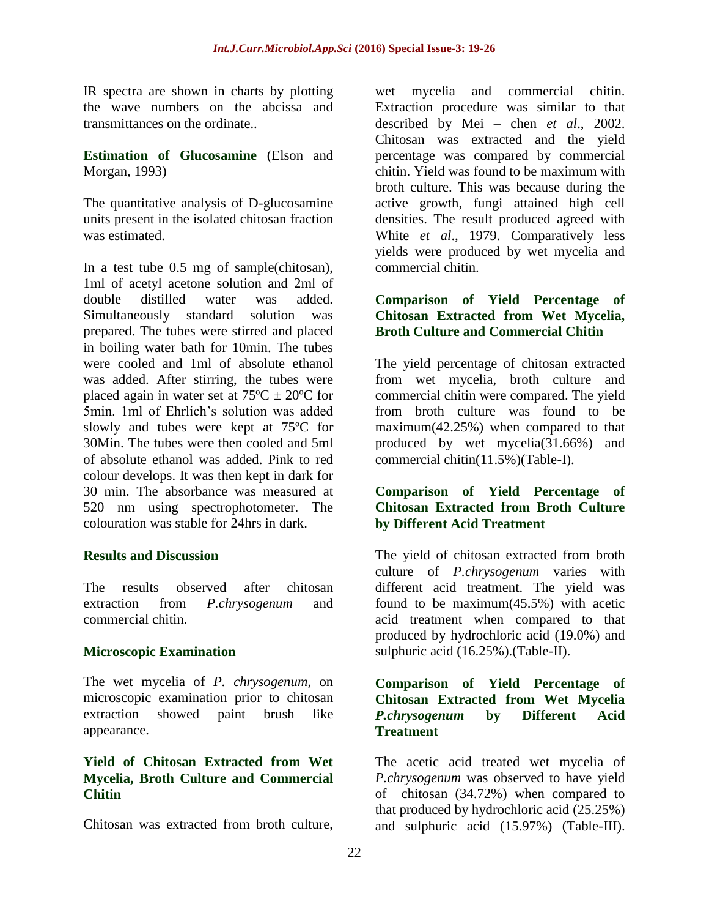IR spectra are shown in charts by plotting the wave numbers on the abcissa and transmittances on the ordinate..

**Estimation of Glucosamine** (Elson and Morgan, 1993)

The quantitative analysis of D-glucosamine units present in the isolated chitosan fraction was estimated.

In a test tube 0.5 mg of sample(chitosan), 1ml of acetyl acetone solution and 2ml of double distilled water was added. Simultaneously standard solution was prepared. The tubes were stirred and placed in boiling water bath for 10min. The tubes were cooled and 1ml of absolute ethanol was added. After stirring, the tubes were placed again in water set at 75ºC ± 20ºC for 5min. 1ml of Ehrlich's solution was added slowly and tubes were kept at 75ºC for 30Min. The tubes were then cooled and 5ml of absolute ethanol was added. Pink to red colour develops. It was then kept in dark for 30 min. The absorbance was measured at 520 nm using spectrophotometer. The colouration was stable for 24hrs in dark.

## Results and Discussion

The results observed after chitosan extraction from *P.chrysogenum* and commercial chitin.

### Microscopic Examination

The wet mycelia of *P. chrysogenum*, on microscopic examination prior to chitosan extraction showed paint brush like appearance.

### Yield of Chitosan Extracted from Wet Mycelia, Broth Culture and Commercial Chitin

Chitosan was extracted from broth culture, wet mycelia and commercial chitin. Extraction procedure was similar to that described by Mei – chen *et al*., 2002. Chitosan was extracted and the yield percentage was compared by commercial chitin. Yield was found to be maximum with broth culture. This was because during the active growth, fungi attained high cell densities. The result produced agreed with White *et al*., 1979. Comparatively less yields were produced by wet mycelia and commercial chitin.

### Comparison of Yield Percentage of Chitosan Extracted from Wet Mycelia, Broth Culture and Commercial Chitin

The yield percentage of chitosan extracted from wet mycelia, broth culture and commercial chitin were compared. The yield from broth culture was found to be maximum(42.25%) when compared to that produced by wet mycelia(31.66%) and commercial chitin(11.5%)(Table-I).

### Comparison of Yield Percentage of Chitosan Extracted from Broth Culture by Different Acid Treatment

The yield of chitosan extracted from broth culture of *P.chrysogenum* varies with different acid treatment. The yield was found to be maximum(45.5%) with acetic acid treatment when compared to that produced by hydrochloric acid (19.0%) and sulphuric acid (16.25%).(Table-II).

### Comparison of Yield Percentage of Chitosan Extracted from Wet Mycelia *P.chrysogenum* by Different Acid Treatment

The acetic acid treated wet mycelia of *P.chrysogenum* was observed to have yield of chitosan (34.72%) when compared to that produced by hydrochloric acid (25.25%) and sulphuric acid (15.97%) (Table-III).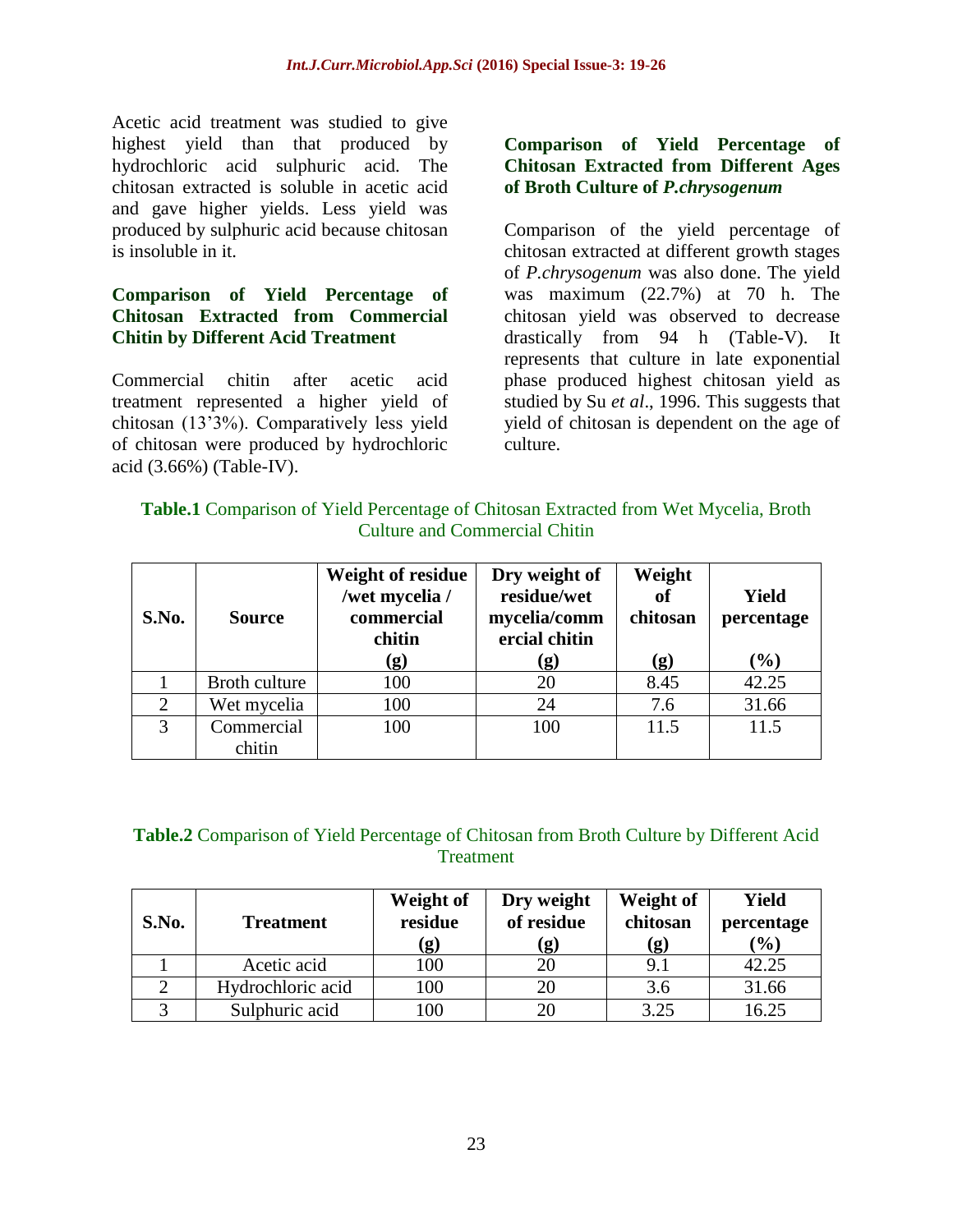Acetic acid treatment was studied to give highest yield than that produced by hydrochloric acid sulphuric acid. The chitosan extracted is soluble in acetic acid and gave higher yields. Less yield was produced by sulphuric acid because chitosan is insoluble in it.

### Comparison of Yield Percentage of Chitosan Extracted from Commercial Chitin by Different Acid Treatment

Commercial chitin after acetic acid treatment represented a higher yield of chitosan (13'3%). Comparatively less yield of chitosan were produced by hydrochloric acid (3.66%) (Table-IV).

### Comparison of Yield Percentage of Chitosan Extracted from Different Ages of Broth Culture of *P.chrysogenum*

Comparison of the yield percentage of chitosan extracted at different growth stages of *P.chrysogenum* was also done. The yield was maximum (22.7%) at 70 h. The chitosan yield was observed to decrease drastically from 94 h (Table-V). It represents that culture in late exponential phase produced highest chitosan yield as studied by Su *et al*., 1996. This suggests that yield of chitosan is dependent on the age of culture.

**Table.1** Comparison of Yield Percentage of Chitosan Extracted from Wet Mycelia, Broth Culture and Commercial Chitin

| S.No. | Source | Weight of residue /wet mycelia / commercial chitin (g) | Dry weight of residue/wet mycelia/commercial chitin (g) | Weight of chitosan (g) | Yield percentage (%) |
|---|---|---|---|---|---|
| 1 | Broth culture | 100 | 20 | 8.45 | 42.25 |
| 2 | Wet mycelia | 100 | 24 | 7.6 | 31.66 |
| 3 | Commercial chitin | 100 | 100 | 11.5 | 11.5 |

**Table.2** Comparison of Yield Percentage of Chitosan from Broth Culture by Different Acid Treatment

| S.No. | Treatment | Weight of residue (g) | Dry weight of residue (g) | Weight of chitosan (g) | Yield percentage (%) |
|---|---|---|---|---|---|
| 1 | Acetic acid | 100 | 20 | 9.1 | 42.25 |
| 2 | Hydrochloric acid | 100 | 20 | 3.6 | 31.66 |
| 3 | Sulphuric acid | 100 | 20 | 3.25 | 16.25 |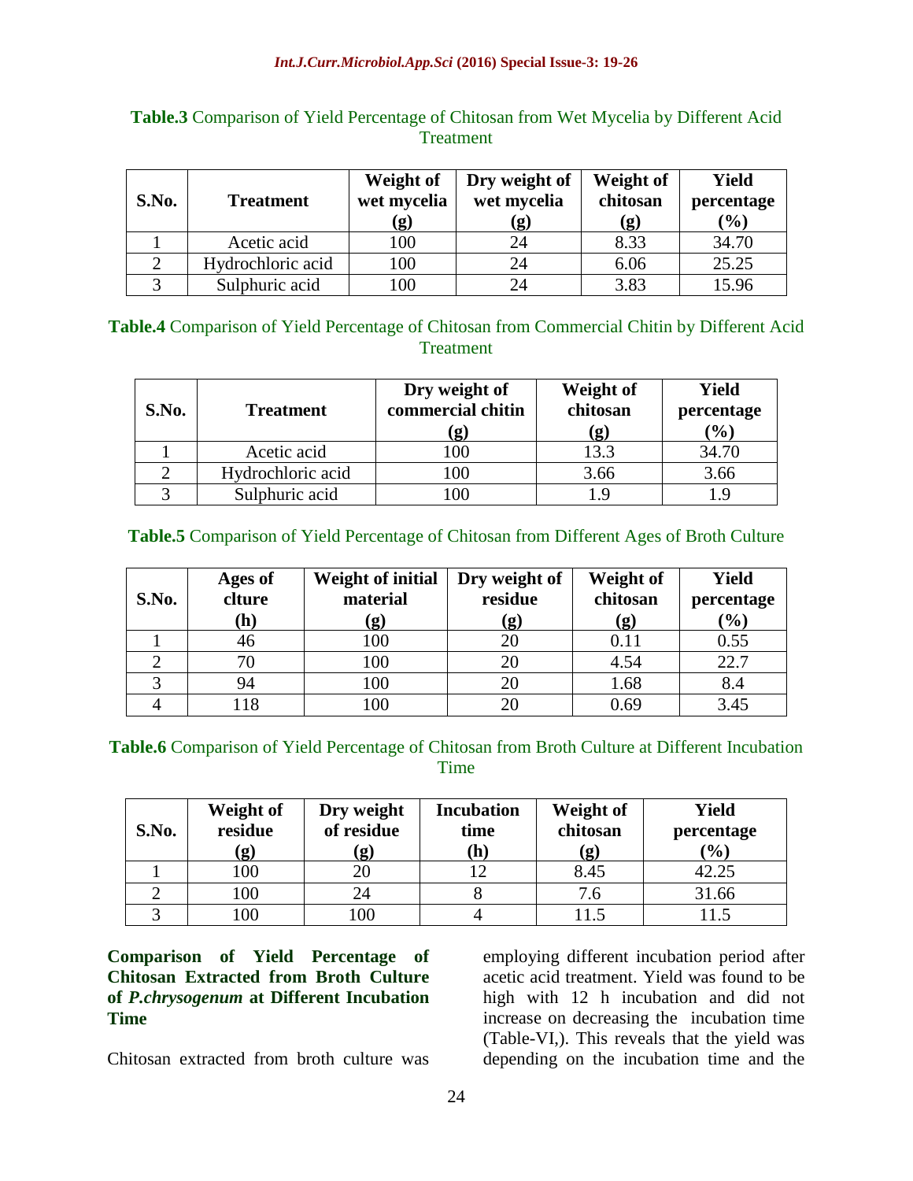**Table.3** Comparison of Yield Percentage of Chitosan from Wet Mycelia by Different Acid Treatment

| S.No. | Treatment | Weight of wet mycelia (g) | Dry weight of wet mycelia (g) | Weight of chitosan (g) | Yield percentage (%) |
|---|---|---|---|---|---|
| 1 | Acetic acid | 100 | 24 | 8.33 | 34.70 |
| 2 | Hydrochloric acid | 100 | 24 | 6.06 | 25.25 |
| 3 | Sulphuric acid | 100 | 24 | 3.83 | 15.96 |

**Table.4** Comparison of Yield Percentage of Chitosan from Commercial Chitin by Different Acid Treatment

| S.No. | Treatment | Dry weight of commercial chitin (g) | Weight of chitosan (g) | Yield percentage (%) |
|---|---|---|---|---|
| 1 | Acetic acid | 100 | 13.3 | 34.70 |
| 2 | Hydrochloric acid | 100 | 3.66 | 3.66 |
| 3 | Sulphuric acid | 100 | 1.9 | 1.9 |

**Table.5** Comparison of Yield Percentage of Chitosan from Different Ages of Broth Culture

| S.No. | Ages of clture (h) | Weight of initial material (g) | Dry weight of residue (g) | Weight of chitosan (g) | Yield percentage (%) |
|---|---|---|---|---|---|
| 1 | 46 | 100 | 20 | 0.11 | 0.55 |
| 2 | 70 | 100 | 20 | 4.54 | 22.7 |
| 3 | 94 | 100 | 20 | 1.68 | 8.4 |
| 4 | 118 | 100 | 20 | 0.69 | 3.45 |

**Table.6** Comparison of Yield Percentage of Chitosan from Broth Culture at Different Incubation Time

| S.No. | Weight of residue (g) | Dry weight of residue (g) | Incubation time (h) | Weight of chitosan (g) | Yield percentage (%) |
|---|---|---|---|---|---|
| 1 | 100 | 20 | 12 | 8.45 | 42.25 |
| 2 | 100 | 24 | 8 | 7.6 | 31.66 |
| 3 | 100 | 100 | 4 | 11.5 | 11.5 |

**Comparison of Yield Percentage of Chitosan Extracted from Broth Culture of *P.chrysogenum* at Different Incubation Time**

Chitosan extracted from broth culture was employing different incubation period after acetic acid treatment. Yield was found to be high with 12 h incubation and did not increase on decreasing the incubation time (Table-VI,). This reveals that the yield was depending on the incubation time and the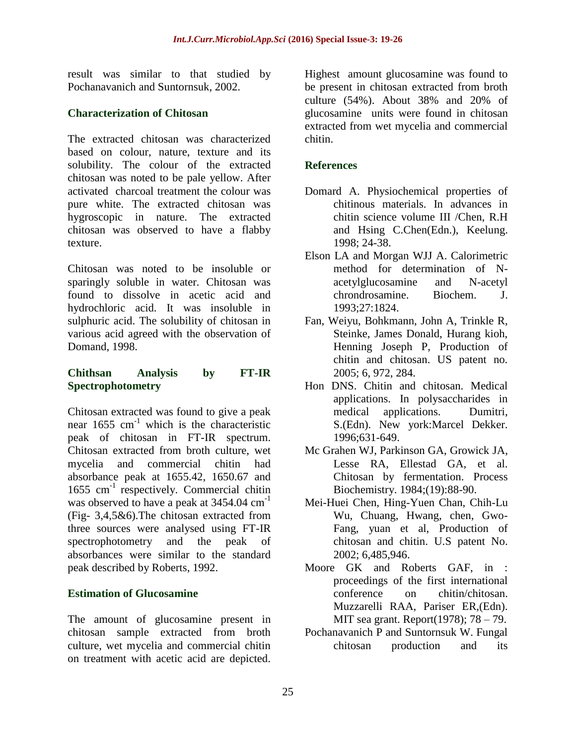result was similar to that studied by Pochanavanich and Suntornsuk, 2002.

## Characterization of Chitosan

The extracted chitosan was characterized based on colour, nature, texture and its solubility. The colour of the extracted chitosan was noted to be pale yellow. After activated charcoal treatment the colour was pure white. The extracted chitosan was hygroscopic in nature. The extracted chitosan was observed to have a flabby texture.

Chitosan was noted to be insoluble or sparingly soluble in water. Chitosan was found to dissolve in acetic acid and hydrochloric acid. It was insoluble in sulphuric acid. The solubility of chitosan in various acid agreed with the observation of Domand, 1998.

## Chithsan Analysis by FT-IR Spectrophotometry

Chitosan extracted was found to give a peak near 1655 $cm^{-1}$ which is the characteristic peak of chitosan in FT-IR spectrum. Chitosan extracted from broth culture, wet mycelia and commercial chitin had absorbance peak at 1655.42, 1650.67 and 1655 $cm^{-1}$ respectively. Commercial chitin was observed to have a peak at 3454.04 $cm^{-1}$ (Fig- 3,4,5&6).The chitosan extracted from three sources were analysed using FT-IR spectrophotometry and the peak of absorbances were similar to the standard peak described by Roberts, 1992.

## Estimation of Glucosamine

The amount of glucosamine present in chitosan sample extracted from broth culture, wet mycelia and commercial chitin on treatment with acetic acid are depicted. Highest amount glucosamine was found to be present in chitosan extracted from broth culture (54%). About 38% and 20% of glucosamine units were found in chitosan extracted from wet mycelia and commercial chitin.

## References

Domard A. Physiochemical properties of chitinous materials. In advances in chitin science volume III /Chen, R.H and Hsing C.Chen(Edn.), Keelung. 1998; 24-38.

Elson LA and Morgan WJJ A. Calorimetric method for determination of N-acetylglucosamine and N-acetyl chrondrosamine. Biochem. J. 1993;27:1824.

Fan, Weiyu, Bohkmann, John A, Trinkle R, Steinke, James Donald, Hurang kioh, Henning Joseph P, Production of chitin and chitosan. US patent no. 2005; 6, 972, 284.

Hon DNS. Chitin and chitosan. Medical applications. In polysaccharides in medical applications. Dumitri, S.(Edn). New york:Marcel Dekker. 1996;631-649.

Mc Grahen WJ, Parkinson GA, Growick JA, Lesse RA, Ellestad GA, et al. Chitosan by fermentation. Process Biochemistry. 1984;(19):88-90.

Mei-Huei Chen, Hing-Yuen Chan, Chih-Lu Wu, Chuang, Hwang, chen, Gwo-Fang, yuan et al, Production of chitosan and chitin. U.S patent No. 2002; 6,485,946.

Moore GK and Roberts GAF, in : proceedings of the first international conference on chitin/chitosan. Muzzarelli RAA, Pariser ER,(Edn). MIT sea grant. Report(1978); 78 – 79.

Pochanavanich P and Suntornsuk W. Fungal chitosan production and its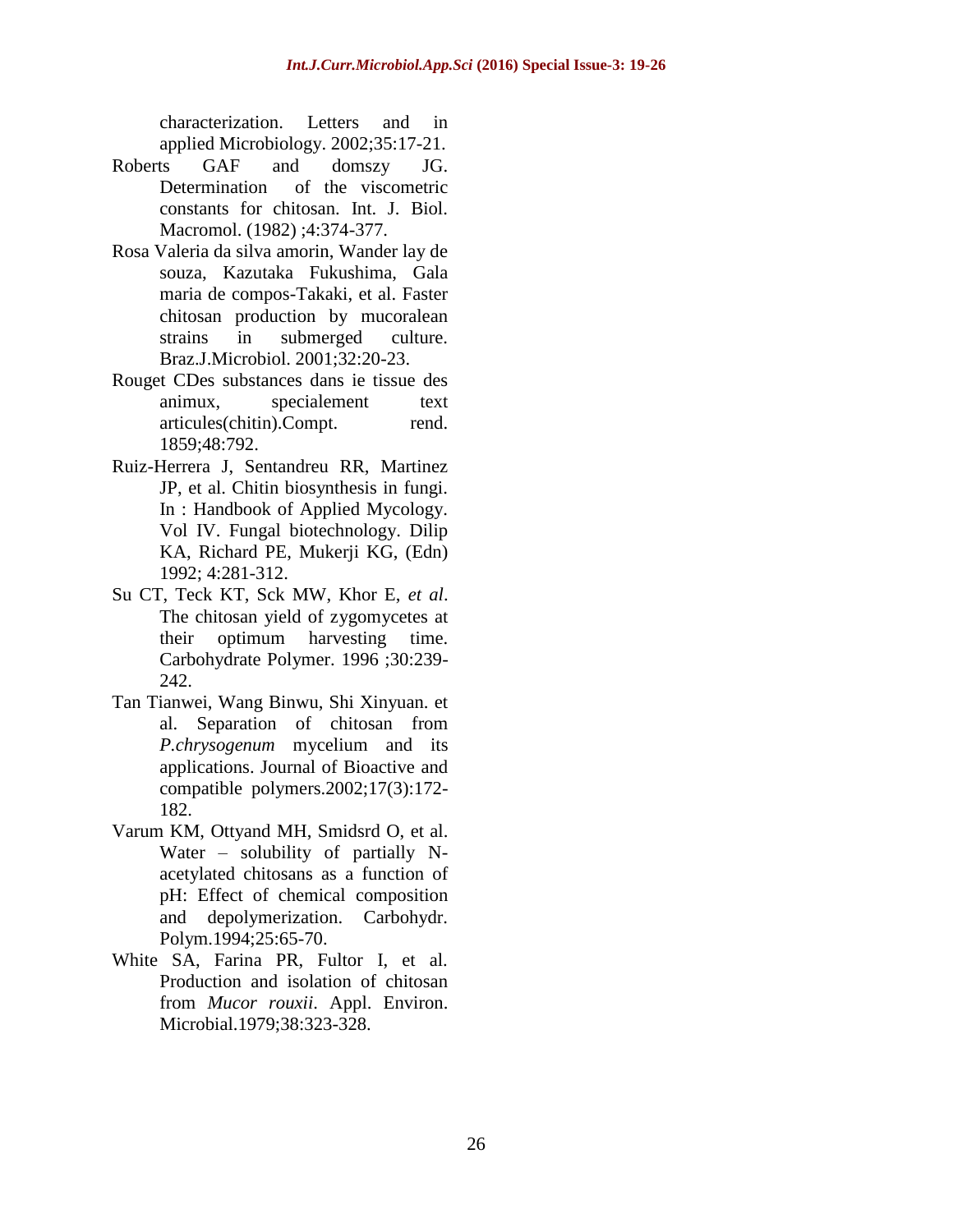characterization. Letters and in applied Microbiology. 2002;35:17-21.

Roberts GAF and domszy JG. Determination of the viscometric constants for chitosan. Int. J. Biol. Macromol. (1982) ;4:374-377.

Rosa Valeria da silva amorin, Wander lay de souza, Kazutaka Fukushima, Gala maria de compos-Takaki, et al. Faster chitosan production by mucoralean strains in submerged culture. Braz.J.Microbiol. 2001;32:20-23.

Rouget CDes substances dans ie tissue des animux, specialement text articules(chitin).Compt. rend. 1859;48:792.

Ruiz-Herrera J, Sentandreu RR, Martinez JP, et al. Chitin biosynthesis in fungi. In : Handbook of Applied Mycology. Vol IV. Fungal biotechnology. Dilip KA, Richard PE, Mukerji KG, (Edn) 1992; 4:281-312.

Su CT, Teck KT, Sck MW, Khor E, *et al*. The chitosan yield of zygomycetes at their optimum harvesting time. Carbohydrate Polymer. 1996 ;30:239-242.

Tan Tianwei, Wang Binwu, Shi Xinyuan. et al. Separation of chitosan from *P.chrysogenum* mycelium and its applications. Journal of Bioactive and compatible polymers.2002;17(3):172-182.

Varum KM, Ottyand MH, Smidsrd O, et al. Water – solubility of partially N-acetylated chitosans as a function of pH: Effect of chemical composition and depolymerization. Carbohydr. Polym.1994;25:65-70.

White SA, Farina PR, Fultor I, et al. Production and isolation of chitosan from *Mucor rouxii*. Appl. Environ. Microbial.1979;38:323-328.